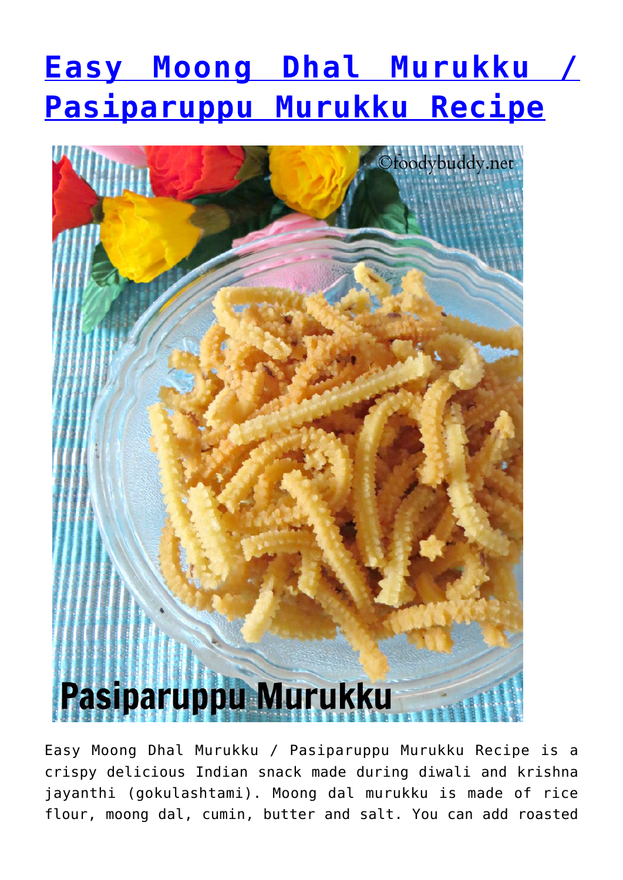# [Easy Moong Dhal Murukku / Pasiparuppu Murukku Recipe]

Easy Moong Dhal Murukku / Pasiparuppu Murukku Recipe is a crispy delicious Indian snack made during diwali and krishna jayanthi (gokulashtami). Moong dal murukku is made of rice flour, moong dal, cumin, butter and salt. You can add roasted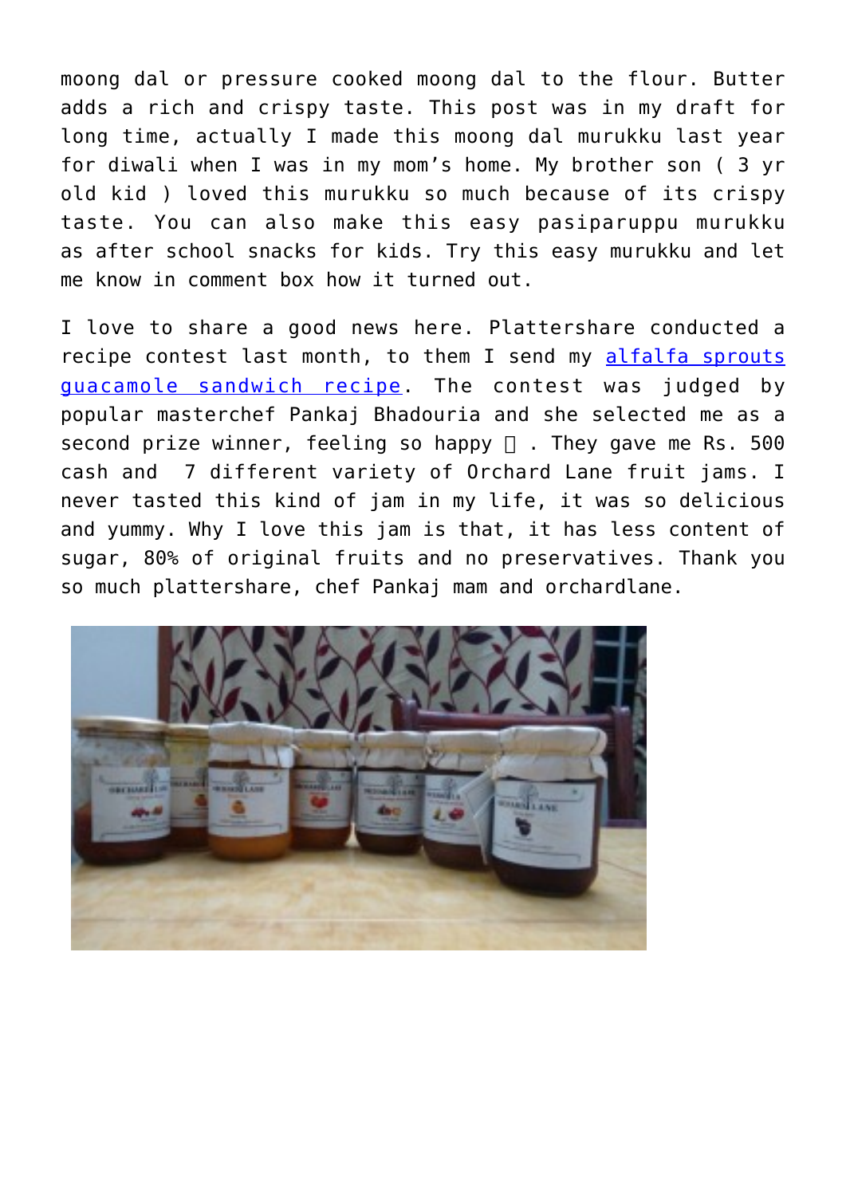moong dal or pressure cooked moong dal to the flour. Butter adds a rich and crispy taste. This post was in my draft for long time, actually I made this moong dal murukku last year for diwali when I was in my mom's home. My brother son ( 3 yr old kid ) loved this murukku so much because of its crispy taste. You can also make this easy pasiparuppu murukku as after school snacks for kids. Try this easy murukku and let me know in comment box how it turned out.

I love to share a good news here. Plattershare conducted a recipe contest last month, to them I send my alfalfa sprouts guacamole sandwich recipe. The contest was judged by popular masterchef Pankaj Bhadouria and she selected me as a second prize winner, feeling so happy . They gave me Rs. 500 cash and 7 different variety of Orchard Lane fruit jams. I never tasted this kind of jam in my life, it was so delicious and yummy. Why I love this jam is that, it has less content of sugar, 80% of original fruits and no preservatives. Thank you so much plattershare, chef Pankaj mam and orchardlane.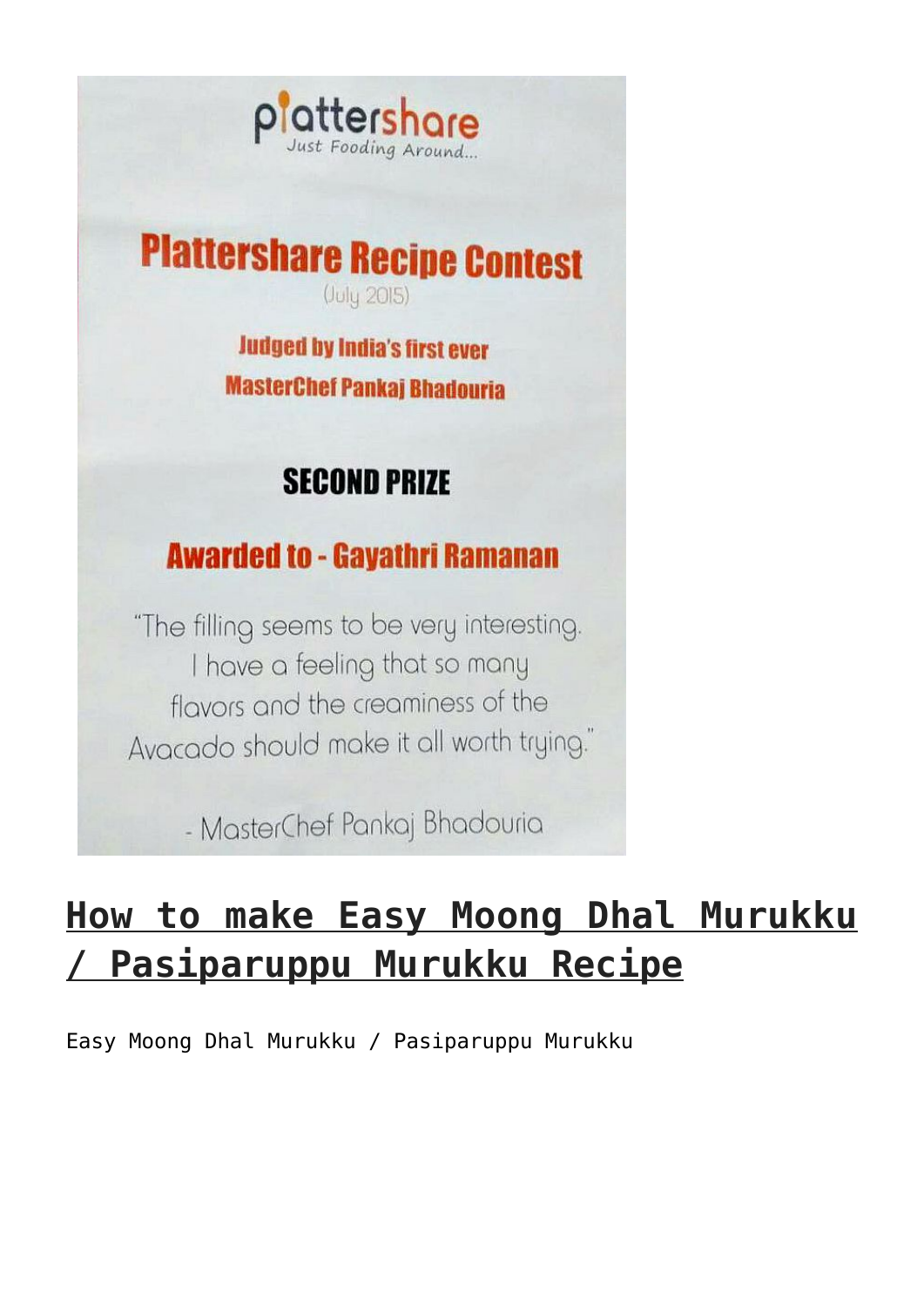plattershare
Just Fooding Around...

Plattershare Recipe Contest
(July 2015)

Judged by India's first ever
MasterChef Pankaj Bhadouria

SECOND PRIZE

Awarded to - Gayathri Ramanan

"The filling seems to be very interesting.
I have a feeling that so many
flavors and the creaminess of the
Avacado should make it all worth trying."

- MasterChef Pankaj Bhadouria

## How to make Easy Moong Dhal Murukku / Pasiparuppu Murukku Recipe

Easy Moong Dhal Murukku / Pasiparuppu Murukku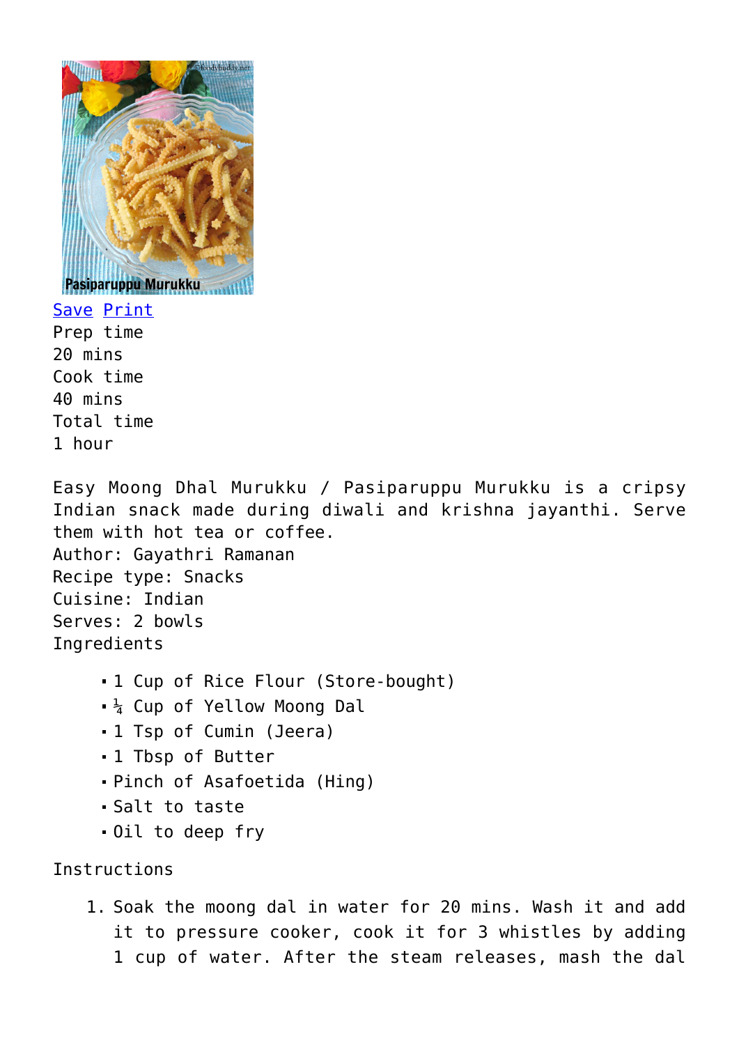Save Print

Prep time

20 mins

Cook time

40 mins

Total time

1 hour

Easy Moong Dhal Murukku / Pasiparuppu Murukku is a cripsy Indian snack made during diwali and krishna jayanthi. Serve them with hot tea or coffee.

Author: Gayathri Ramanan

Recipe type: Snacks

Cuisine: Indian

Serves: 2 bowls

Ingredients

- 1 Cup of Rice Flour (Store-bought)
- ¼ Cup of Yellow Moong Dal
- 1 Tsp of Cumin (Jeera)
- 1 Tbsp of Butter
- Pinch of Asafoetida (Hing)
- Salt to taste
- Oil to deep fry

Instructions

1. Soak the moong dal in water for 20 mins. Wash it and add it to pressure cooker, cook it for 3 whistles by adding 1 cup of water. After the steam releases, mash the dal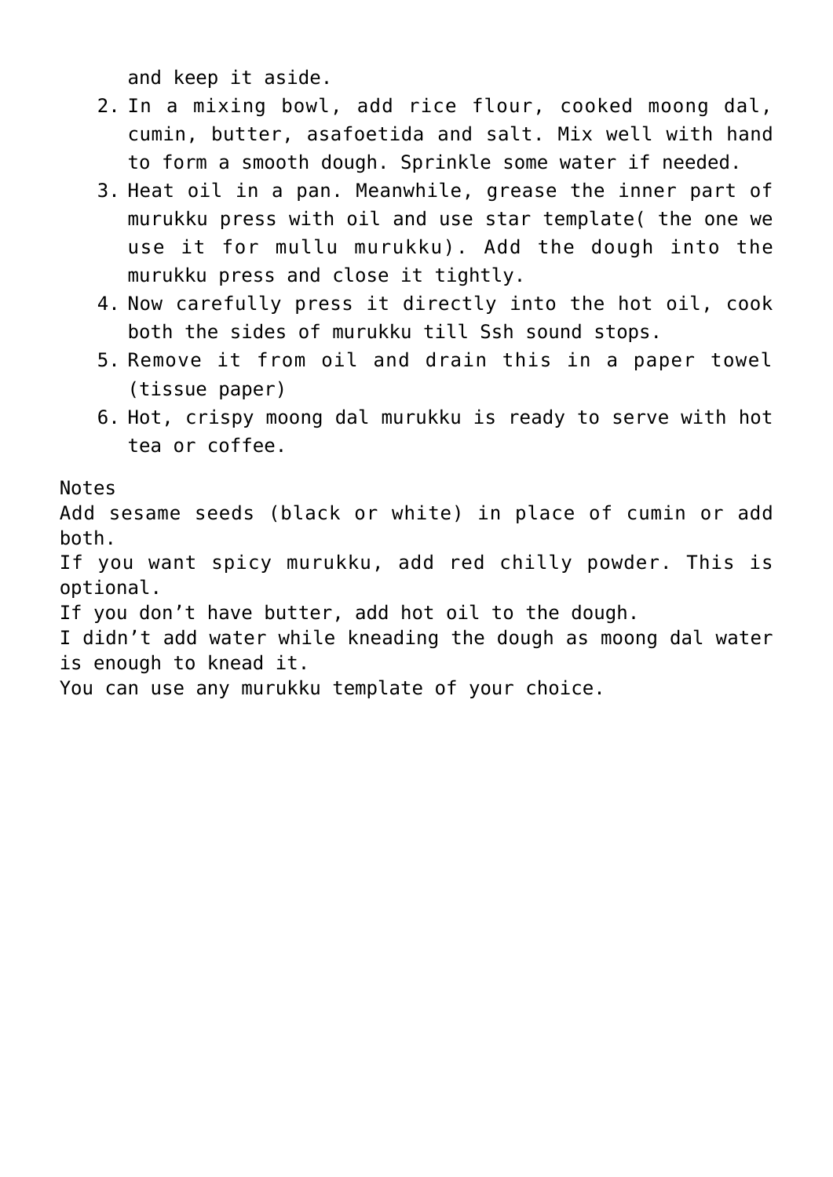and keep it aside.

2. In a mixing bowl, add rice flour, cooked moong dal, cumin, butter, asafoetida and salt. Mix well with hand to form a smooth dough. Sprinkle some water if needed.
3. Heat oil in a pan. Meanwhile, grease the inner part of murukku press with oil and use star template( the one we use it for mullu murukku). Add the dough into the murukku press and close it tightly.
4. Now carefully press it directly into the hot oil, cook both the sides of murukku till Ssh sound stops.
5. Remove it from oil and drain this in a paper towel (tissue paper)
6. Hot, crispy moong dal murukku is ready to serve with hot tea or coffee.

Notes

Add sesame seeds (black or white) in place of cumin or add both.

If you want spicy murukku, add red chilly powder. This is optional.

If you don't have butter, add hot oil to the dough.

I didn't add water while kneading the dough as moong dal water is enough to knead it.

You can use any murukku template of your choice.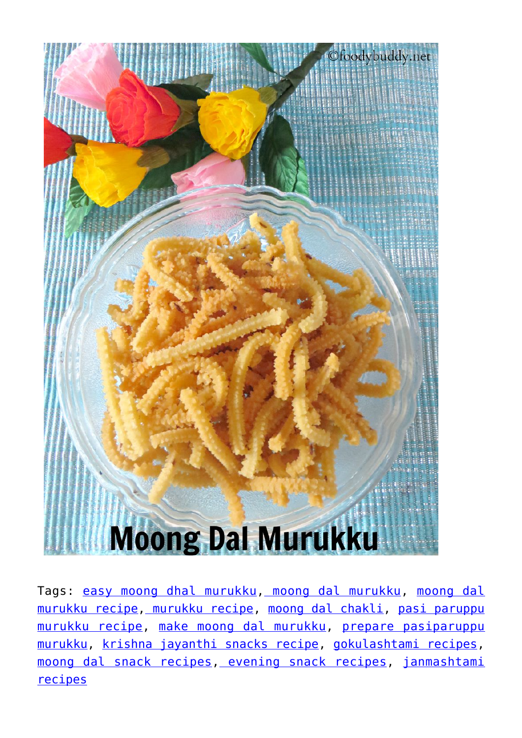Tags: easy moong dhal murukku, moong dal murukku, moong dal murukku recipe, murukku recipe, moong dal chakli, pasi paruppu murukku recipe, make moong dal murukku, prepare pasiparuppu murukku, krishna jayanthi snacks recipe, gokulashtami recipes, moong dal snack recipes, evening snack recipes, janmashtami recipes